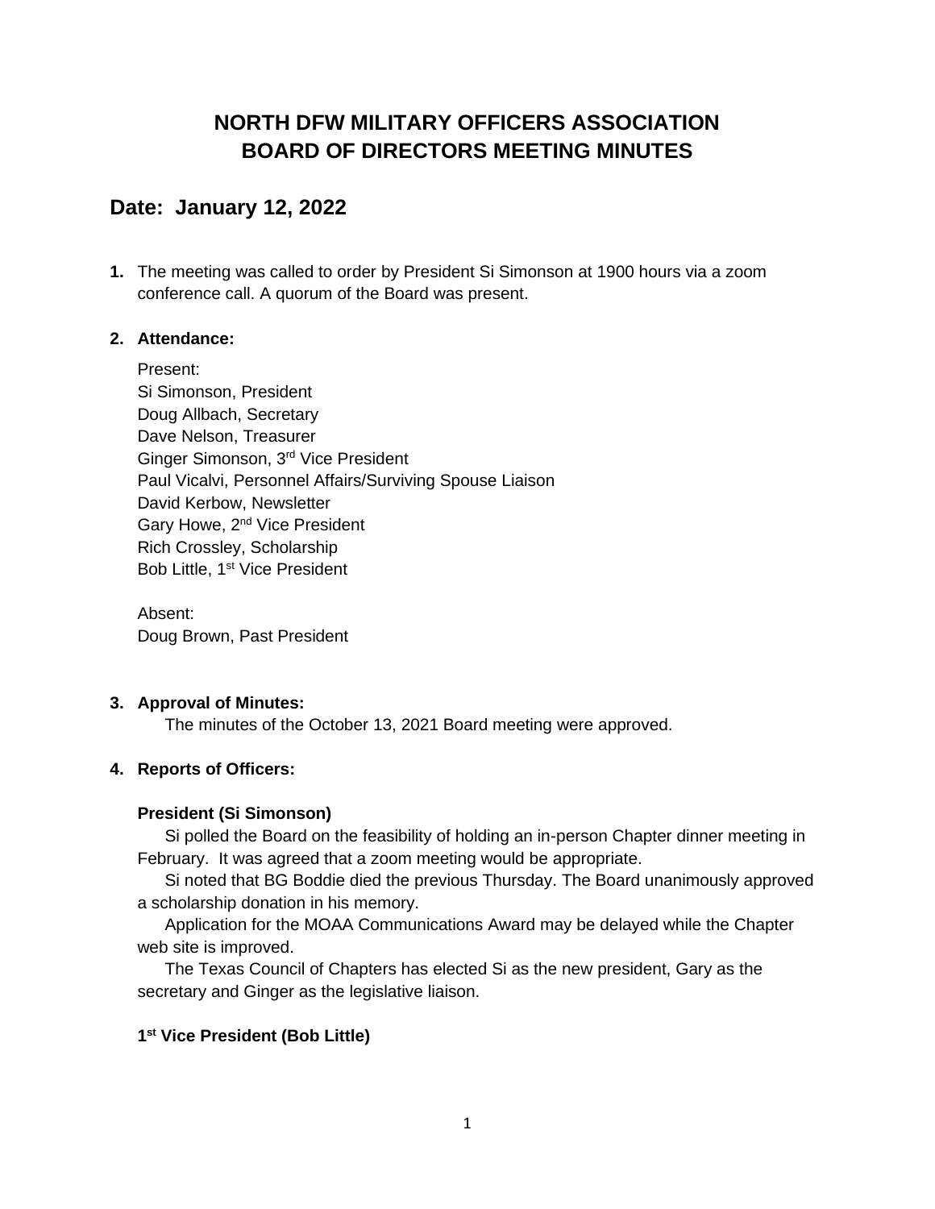# NORTH DFW MILITARY OFFICERS ASSOCIATION
# BOARD OF DIRECTORS MEETING MINUTES

## Date: January 12, 2022

1. The meeting was called to order by President Si Simonson at 1900 hours via a zoom conference call. A quorum of the Board was present.

2. **Attendance:**

   Present:
   Si Simonson, President
   Doug Allbach, Secretary
   Dave Nelson, Treasurer
   Ginger Simonson, 3rd Vice President
   Paul Vicalvi, Personnel Affairs/Surviving Spouse Liaison
   David Kerbow, Newsletter
   Gary Howe, 2nd Vice President
   Rich Crossley, Scholarship
   Bob Little, 1st Vice President

   Absent:
   Doug Brown, Past President

3. **Approval of Minutes:**
   The minutes of the October 13, 2021 Board meeting were approved.

4. **Reports of Officers:**

### President (Si Simonson)

Si polled the Board on the feasibility of holding an in-person Chapter dinner meeting in February. It was agreed that a zoom meeting would be appropriate.

Si noted that BG Boddie died the previous Thursday. The Board unanimously approved a scholarship donation in his memory.

Application for the MOAA Communications Award may be delayed while the Chapter web site is improved.

The Texas Council of Chapters has elected Si as the new president, Gary as the secretary and Ginger as the legislative liaison.

### 1st Vice President (Bob Little)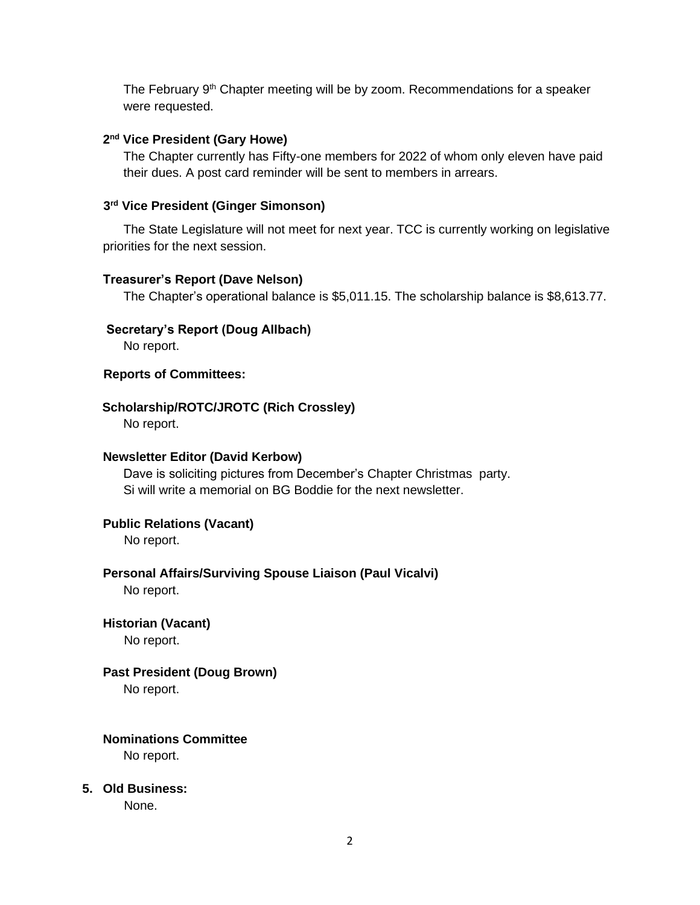The February 9th Chapter meeting will be by zoom. Recommendations for a speaker were requested.

**2nd Vice President (Gary Howe)**

The Chapter currently has Fifty-one members for 2022 of whom only eleven have paid their dues. A post card reminder will be sent to members in arrears.

**3rd Vice President (Ginger Simonson)**

The State Legislature will not meet for next year. TCC is currently working on legislative priorities for the next session.

**Treasurer's Report (Dave Nelson)**

The Chapter's operational balance is $5,011.15. The scholarship balance is $8,613.77.

**Secretary's Report (Doug Allbach)**

No report.

**Reports of Committees:**

**Scholarship/ROTC/JROTC (Rich Crossley)**

No report.

**Newsletter Editor (David Kerbow)**

Dave is soliciting pictures from December's Chapter Christmas party.
Si will write a memorial on BG Boddie for the next newsletter.

**Public Relations (Vacant)**

No report.

**Personal Affairs/Surviving Spouse Liaison (Paul Vicalvi)**

No report.

**Historian (Vacant)**

No report.

**Past President (Doug Brown)**

No report.

**Nominations Committee**

No report.

**5. Old Business:**

None.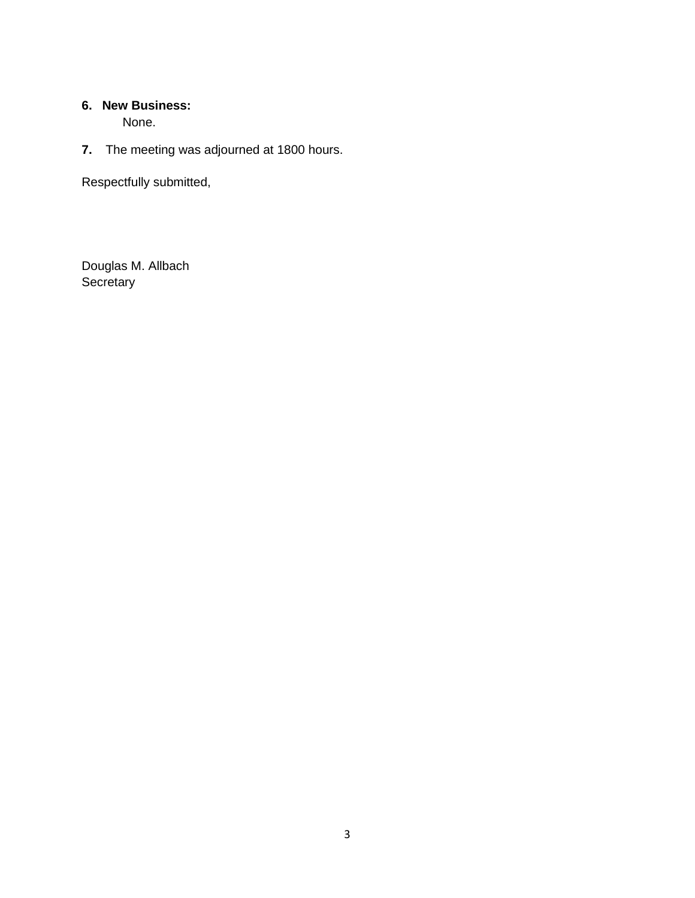**6. New Business:**

None.

**7.** The meeting was adjourned at 1800 hours.

Respectfully submitted,

Douglas M. Allbach  
Secretary